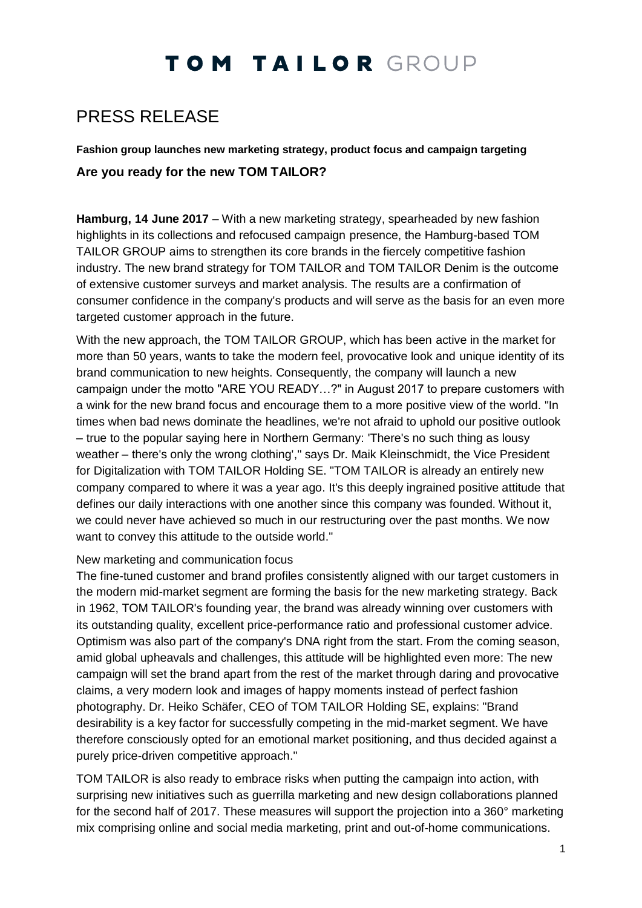# TOM TAILOR GROUP

## PRESS RELEASE

**Fashion group launches new marketing strategy, product focus and campaign targeting**

### Are you ready for the new TOM TAILOR?

**Hamburg, 14 June 2017** – With a new marketing strategy, spearheaded by new fashion highlights in its collections and refocused campaign presence, the Hamburg-based TOM TAILOR GROUP aims to strengthen its core brands in the fiercely competitive fashion industry. The new brand strategy for TOM TAILOR and TOM TAILOR Denim is the outcome of extensive customer surveys and market analysis. The results are a confirmation of consumer confidence in the company's products and will serve as the basis for an even more targeted customer approach in the future.

With the new approach, the TOM TAILOR GROUP, which has been active in the market for more than 50 years, wants to take the modern feel, provocative look and unique identity of its brand communication to new heights. Consequently, the company will launch a new campaign under the motto "ARE YOU READY…?" in August 2017 to prepare customers with a wink for the new brand focus and encourage them to a more positive view of the world. "In times when bad news dominate the headlines, we're not afraid to uphold our positive outlook – true to the popular saying here in Northern Germany: 'There's no such thing as lousy weather – there's only the wrong clothing'," says Dr. Maik Kleinschmidt, the Vice President for Digitalization with TOM TAILOR Holding SE. "TOM TAILOR is already an entirely new company compared to where it was a year ago. It's this deeply ingrained positive attitude that defines our daily interactions with one another since this company was founded. Without it, we could never have achieved so much in our restructuring over the past months. We now want to convey this attitude to the outside world."

New marketing and communication focus

The fine-tuned customer and brand profiles consistently aligned with our target customers in the modern mid-market segment are forming the basis for the new marketing strategy. Back in 1962, TOM TAILOR's founding year, the brand was already winning over customers with its outstanding quality, excellent price-performance ratio and professional customer advice. Optimism was also part of the company's DNA right from the start. From the coming season, amid global upheavals and challenges, this attitude will be highlighted even more: The new campaign will set the brand apart from the rest of the market through daring and provocative claims, a very modern look and images of happy moments instead of perfect fashion photography. Dr. Heiko Schäfer, CEO of TOM TAILOR Holding SE, explains: "Brand desirability is a key factor for successfully competing in the mid-market segment. We have therefore consciously opted for an emotional market positioning, and thus decided against a purely price-driven competitive approach."

TOM TAILOR is also ready to embrace risks when putting the campaign into action, with surprising new initiatives such as guerrilla marketing and new design collaborations planned for the second half of 2017. These measures will support the projection into a 360° marketing mix comprising online and social media marketing, print and out-of-home communications.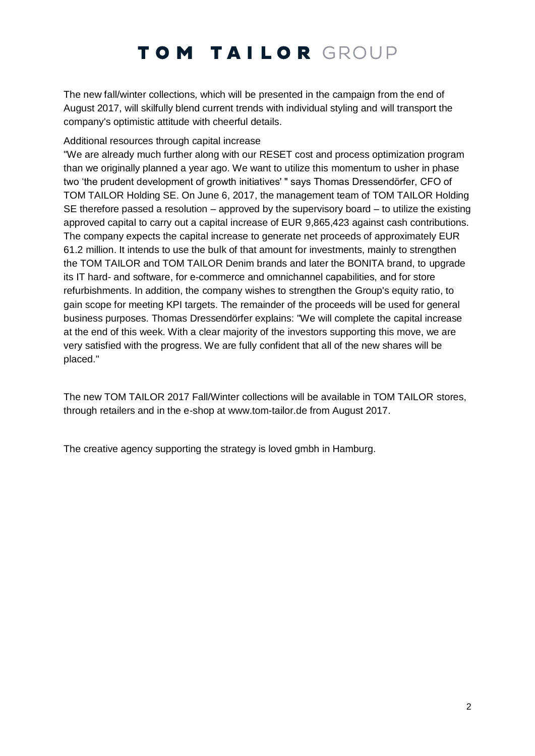The new fall/winter collections, which will be presented in the campaign from the end of August 2017, will skilfully blend current trends with individual styling and will transport the company's optimistic attitude with cheerful details.

Additional resources through capital increase

"We are already much further along with our RESET cost and process optimization program than we originally planned a year ago. We want to utilize this momentum to usher in phase two 'the prudent development of growth initiatives' " says Thomas Dressendörfer, CFO of TOM TAILOR Holding SE. On June 6, 2017, the management team of TOM TAILOR Holding SE therefore passed a resolution – approved by the supervisory board – to utilize the existing approved capital to carry out a capital increase of EUR 9,865,423 against cash contributions. The company expects the capital increase to generate net proceeds of approximately EUR 61.2 million. It intends to use the bulk of that amount for investments, mainly to strengthen the TOM TAILOR and TOM TAILOR Denim brands and later the BONITA brand, to upgrade its IT hard- and software, for e-commerce and omnichannel capabilities, and for store refurbishments. In addition, the company wishes to strengthen the Group's equity ratio, to gain scope for meeting KPI targets. The remainder of the proceeds will be used for general business purposes. Thomas Dressendörfer explains: "We will complete the capital increase at the end of this week. With a clear majority of the investors supporting this move, we are very satisfied with the progress. We are fully confident that all of the new shares will be placed."

The new TOM TAILOR 2017 Fall/Winter collections will be available in TOM TAILOR stores, through retailers and in the e-shop at www.tom-tailor.de from August 2017.

The creative agency supporting the strategy is loved gmbh in Hamburg.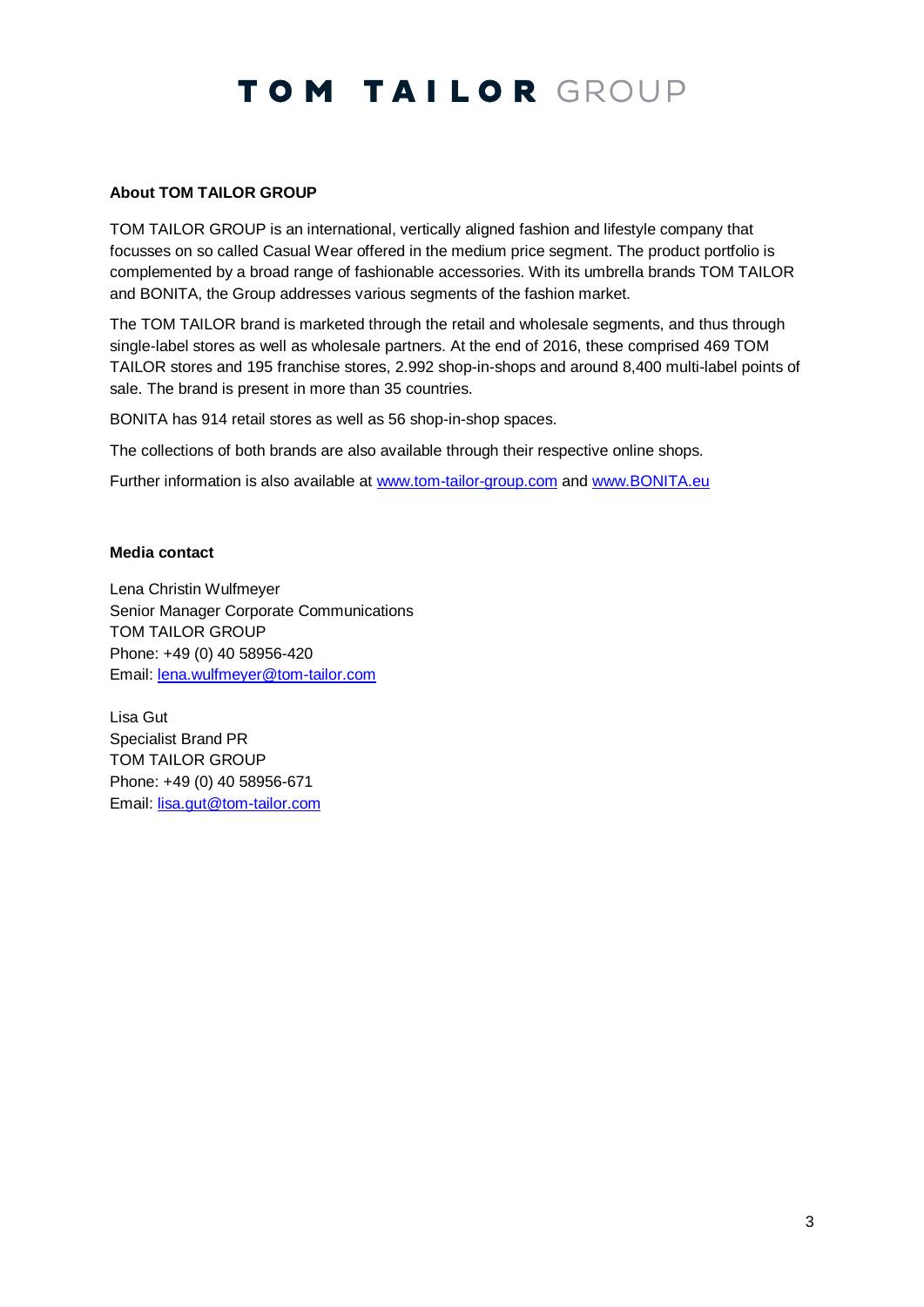## About TOM TAILOR GROUP

TOM TAILOR GROUP is an international, vertically aligned fashion and lifestyle company that focusses on so called Casual Wear offered in the medium price segment. The product portfolio is complemented by a broad range of fashionable accessories. With its umbrella brands TOM TAILOR and BONITA, the Group addresses various segments of the fashion market.

The TOM TAILOR brand is marketed through the retail and wholesale segments, and thus through single-label stores as well as wholesale partners. At the end of 2016, these comprised 469 TOM TAILOR stores and 195 franchise stores, 2.992 shop-in-shops and around 8,400 multi-label points of sale. The brand is present in more than 35 countries.

BONITA has 914 retail stores as well as 56 shop-in-shop spaces.

The collections of both brands are also available through their respective online shops.

Further information is also available at www.tom-tailor-group.com and www.BONITA.eu

## Media contact

Lena Christin Wulfmeyer
Senior Manager Corporate Communications
TOM TAILOR GROUP
Phone: +49 (0) 40 58956-420
Email: lena.wulfmeyer@tom-tailor.com

Lisa Gut
Specialist Brand PR
TOM TAILOR GROUP
Phone: +49 (0) 40 58956-671
Email: lisa.gut@tom-tailor.com